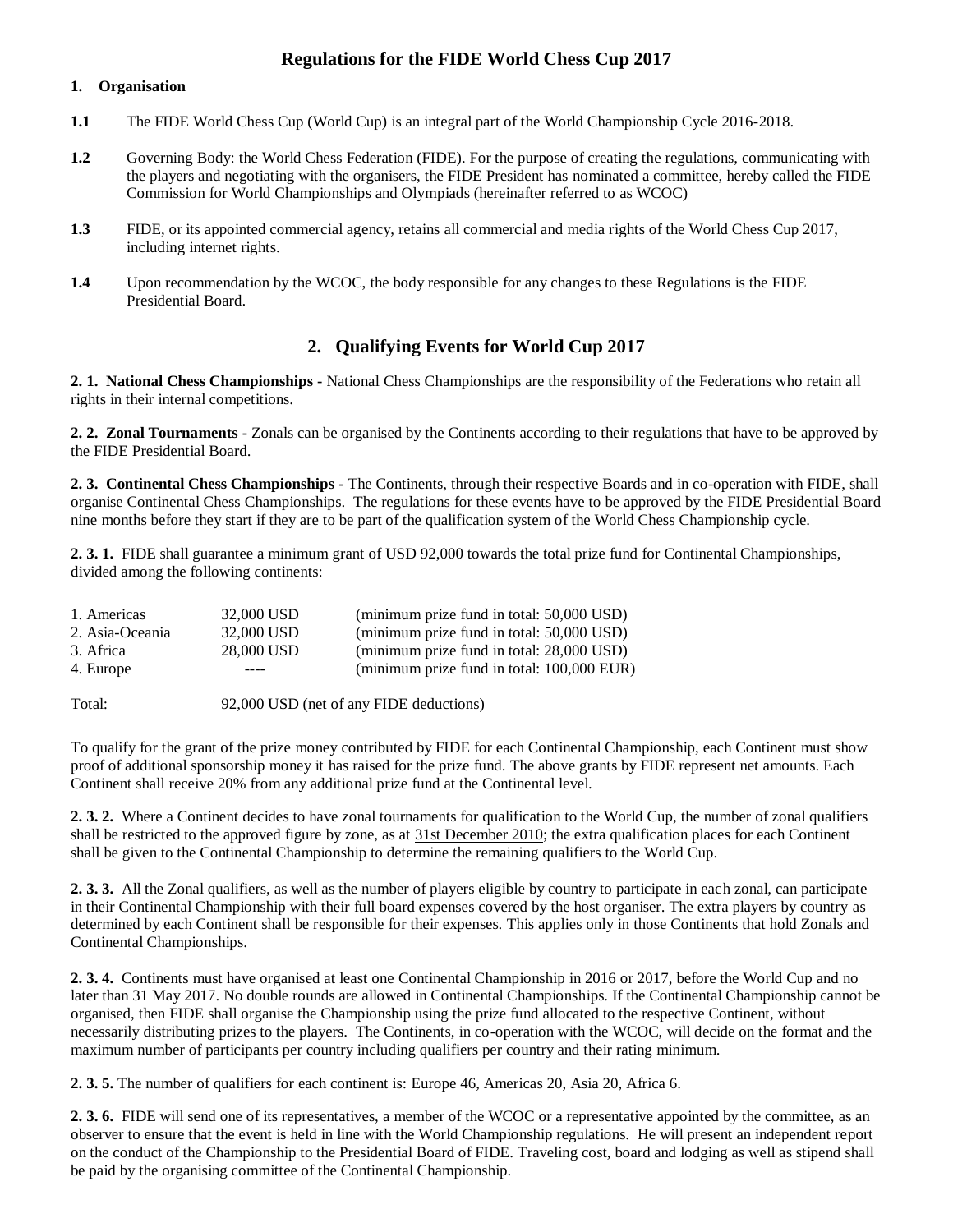# Regulations for the FIDE World Chess Cup 2017

**1. Organisation**

**1.1** The FIDE World Chess Cup (World Cup) is an integral part of the World Championship Cycle 2016-2018.

**1.2** Governing Body: the World Chess Federation (FIDE). For the purpose of creating the regulations, communicating with the players and negotiating with the organisers, the FIDE President has nominated a committee, hereby called the FIDE Commission for World Championships and Olympiads (hereinafter referred to as WCOC)

**1.3** FIDE, or its appointed commercial agency, retains all commercial and media rights of the World Chess Cup 2017, including internet rights.

**1.4** Upon recommendation by the WCOC, the body responsible for any changes to these Regulations is the FIDE Presidential Board.

## 2. Qualifying Events for World Cup 2017

**2. 1. National Chess Championships -** National Chess Championships are the responsibility of the Federations who retain all rights in their internal competitions.

**2. 2. Zonal Tournaments -** Zonals can be organised by the Continents according to their regulations that have to be approved by the FIDE Presidential Board.

**2. 3. Continental Chess Championships -** The Continents, through their respective Boards and in co-operation with FIDE, shall organise Continental Chess Championships. The regulations for these events have to be approved by the FIDE Presidential Board nine months before they start if they are to be part of the qualification system of the World Chess Championship cycle.

**2. 3. 1.** FIDE shall guarantee a minimum grant of USD 92,000 towards the total prize fund for Continental Championships, divided among the following continents:

| | | |
|---|---|---|
| 1. Americas | 32,000 USD | (minimum prize fund in total: 50,000 USD) |
| 2. Asia-Oceania | 32,000 USD | (minimum prize fund in total: 50,000 USD) |
| 3. Africa | 28,000 USD | (minimum prize fund in total: 28,000 USD) |
| 4. Europe | ---- | (minimum prize fund in total: 100,000 EUR) |
| Total: | 92,000 USD (net of any FIDE deductions) | |

To qualify for the grant of the prize money contributed by FIDE for each Continental Championship, each Continent must show proof of additional sponsorship money it has raised for the prize fund. The above grants by FIDE represent net amounts. Each Continent shall receive 20% from any additional prize fund at the Continental level.

**2. 3. 2.** Where a Continent decides to have zonal tournaments for qualification to the World Cup, the number of zonal qualifiers shall be restricted to the approved figure by zone, as at 31st December 2010; the extra qualification places for each Continent shall be given to the Continental Championship to determine the remaining qualifiers to the World Cup.

**2. 3. 3.** All the Zonal qualifiers, as well as the number of players eligible by country to participate in each zonal, can participate in their Continental Championship with their full board expenses covered by the host organiser. The extra players by country as determined by each Continent shall be responsible for their expenses. This applies only in those Continents that hold Zonals and Continental Championships.

**2. 3. 4.** Continents must have organised at least one Continental Championship in 2016 or 2017, before the World Cup and no later than 31 May 2017. No double rounds are allowed in Continental Championships. If the Continental Championship cannot be organised, then FIDE shall organise the Championship using the prize fund allocated to the respective Continent, without necessarily distributing prizes to the players. The Continents, in co-operation with the WCOC, will decide on the format and the maximum number of participants per country including qualifiers per country and their rating minimum.

**2. 3. 5.** The number of qualifiers for each continent is: Europe 46, Americas 20, Asia 20, Africa 6.

**2. 3. 6.** FIDE will send one of its representatives, a member of the WCOC or a representative appointed by the committee, as an observer to ensure that the event is held in line with the World Championship regulations. He will present an independent report on the conduct of the Championship to the Presidential Board of FIDE. Traveling cost, board and lodging as well as stipend shall be paid by the organising committee of the Continental Championship.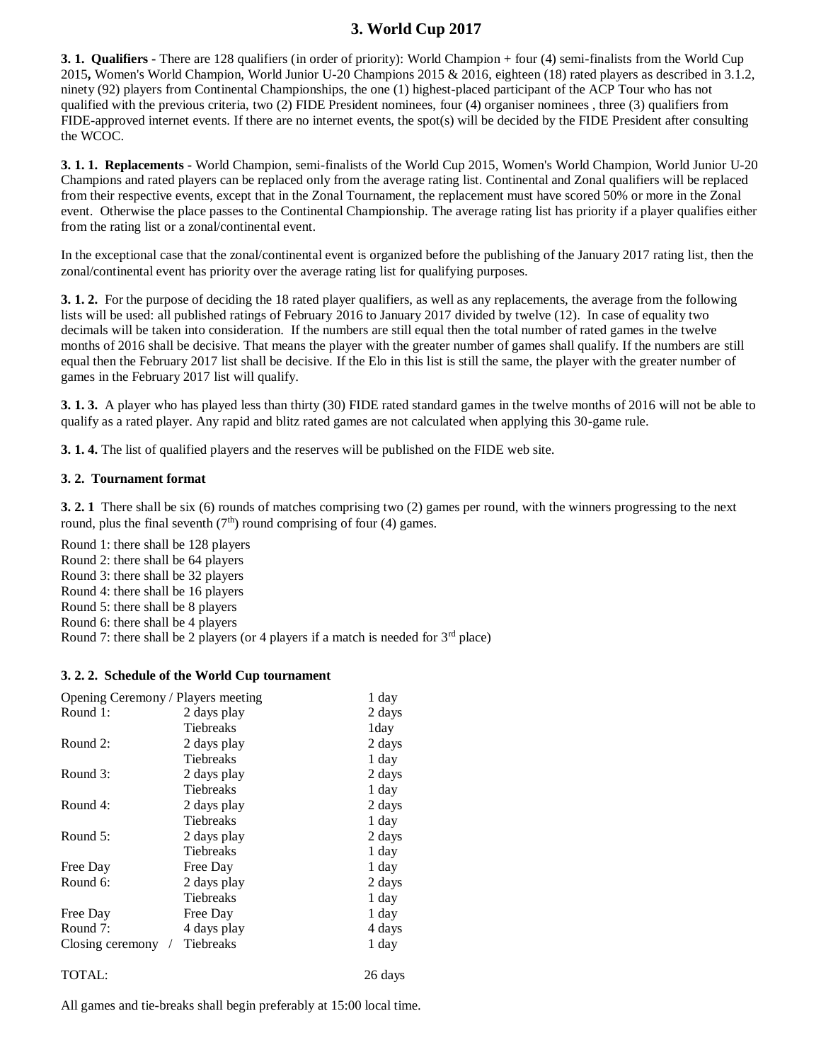# 3. World Cup 2017

**3. 1. Qualifiers -** There are 128 qualifiers (in order of priority): World Champion + four (4) semi-finalists from the World Cup 2015**,** Women's World Champion, World Junior U-20 Champions 2015 & 2016, eighteen (18) rated players as described in 3.1.2, ninety (92) players from Continental Championships, the one (1) highest-placed participant of the ACP Tour who has not qualified with the previous criteria, two (2) FIDE President nominees, four (4) organiser nominees , three (3) qualifiers from FIDE-approved internet events. If there are no internet events, the spot(s) will be decided by the FIDE President after consulting the WCOC.

**3. 1. 1. Replacements -** World Champion, semi-finalists of the World Cup 2015, Women's World Champion, World Junior U-20 Champions and rated players can be replaced only from the average rating list. Continental and Zonal qualifiers will be replaced from their respective events, except that in the Zonal Tournament, the replacement must have scored 50% or more in the Zonal event. Otherwise the place passes to the Continental Championship. The average rating list has priority if a player qualifies either from the rating list or a zonal/continental event.

In the exceptional case that the zonal/continental event is organized before the publishing of the January 2017 rating list, then the zonal/continental event has priority over the average rating list for qualifying purposes.

**3. 1. 2.** For the purpose of deciding the 18 rated player qualifiers, as well as any replacements, the average from the following lists will be used: all published ratings of February 2016 to January 2017 divided by twelve (12). In case of equality two decimals will be taken into consideration. If the numbers are still equal then the total number of rated games in the twelve months of 2016 shall be decisive. That means the player with the greater number of games shall qualify. If the numbers are still equal then the February 2017 list shall be decisive. If the Elo in this list is still the same, the player with the greater number of games in the February 2017 list will qualify.

**3. 1. 3.** A player who has played less than thirty (30) FIDE rated standard games in the twelve months of 2016 will not be able to qualify as a rated player. Any rapid and blitz rated games are not calculated when applying this 30-game rule.

**3. 1. 4.** The list of qualified players and the reserves will be published on the FIDE web site.

**3. 2. Tournament format**

**3. 2. 1** There shall be six (6) rounds of matches comprising two (2) games per round, with the winners progressing to the next round, plus the final seventh (7th) round comprising of four (4) games.

Round 1: there shall be 128 players
Round 2: there shall be 64 players
Round 3: there shall be 32 players
Round 4: there shall be 16 players
Round 5: there shall be 8 players
Round 6: there shall be 4 players
Round 7: there shall be 2 players (or 4 players if a match is needed for 3rd place)

**3. 2. 2. Schedule of the World Cup tournament**

| Opening Ceremony / Players meeting | | 1 day |
|---|---|---|
| Round 1: | 2 days play | 2 days |
| | Tiebreaks | 1day |
| Round 2: | 2 days play | 2 days |
| | Tiebreaks | 1 day |
| Round 3: | 2 days play | 2 days |
| | Tiebreaks | 1 day |
| Round 4: | 2 days play | 2 days |
| | Tiebreaks | 1 day |
| Round 5: | 2 days play | 2 days |
| | Tiebreaks | 1 day |
| Free Day | Free Day | 1 day |
| Round 6: | 2 days play | 2 days |
| | Tiebreaks | 1 day |
| Free Day | Free Day | 1 day |
| Round 7: | 4 days play | 4 days |
| Closing ceremony / | Tiebreaks | 1 day |
| TOTAL: | | 26 days |

All games and tie-breaks shall begin preferably at 15:00 local time.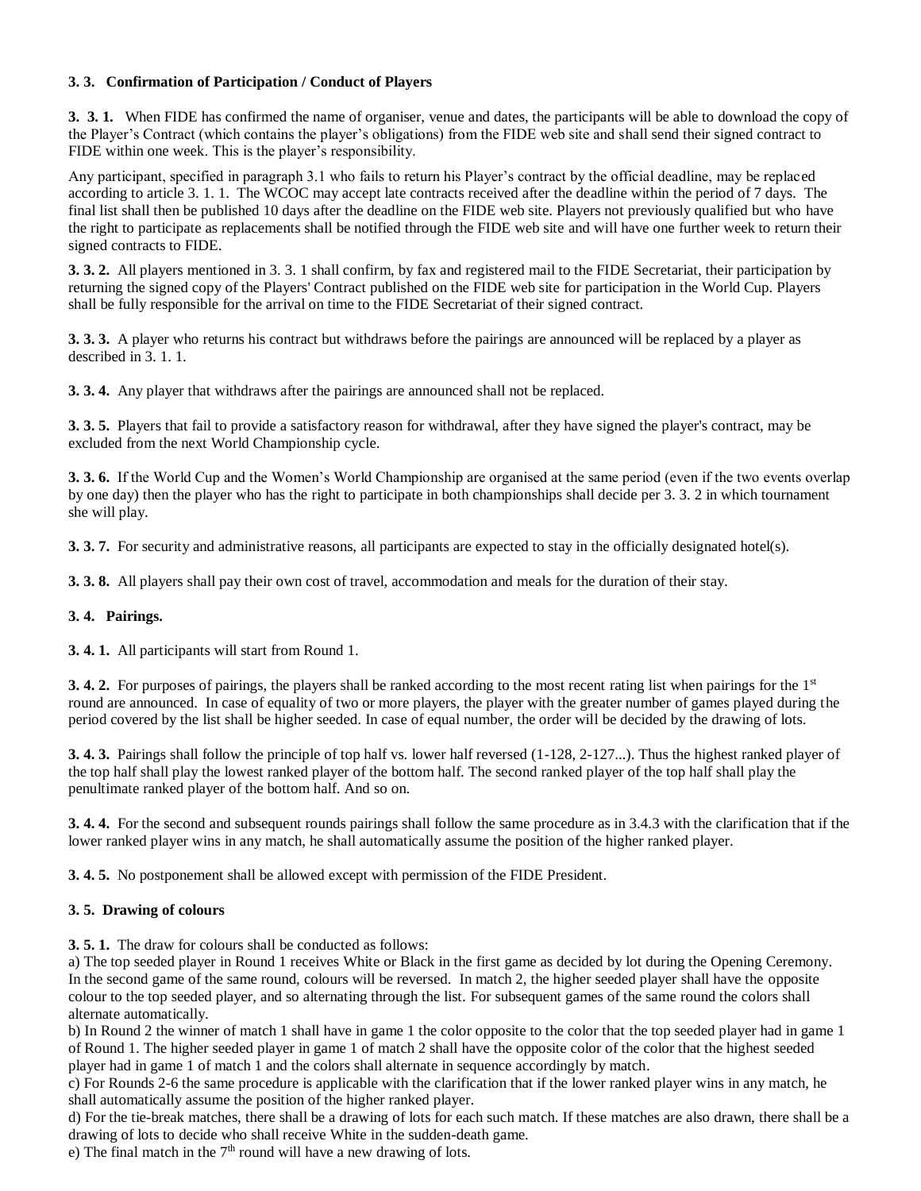**3. 3. Confirmation of Participation / Conduct of Players**

**3. 3. 1.** When FIDE has confirmed the name of organiser, venue and dates, the participants will be able to download the copy of the Player's Contract (which contains the player's obligations) from the FIDE web site and shall send their signed contract to FIDE within one week. This is the player's responsibility.

Any participant, specified in paragraph 3.1 who fails to return his Player's contract by the official deadline, may be replaced according to article 3. 1. 1. The WCOC may accept late contracts received after the deadline within the period of 7 days. The final list shall then be published 10 days after the deadline on the FIDE web site. Players not previously qualified but who have the right to participate as replacements shall be notified through the FIDE web site and will have one further week to return their signed contracts to FIDE.

**3. 3. 2.** All players mentioned in 3. 3. 1 shall confirm, by fax and registered mail to the FIDE Secretariat, their participation by returning the signed copy of the Players' Contract published on the FIDE web site for participation in the World Cup. Players shall be fully responsible for the arrival on time to the FIDE Secretariat of their signed contract.

**3. 3. 3.** A player who returns his contract but withdraws before the pairings are announced will be replaced by a player as described in 3. 1. 1.

**3. 3. 4.** Any player that withdraws after the pairings are announced shall not be replaced.

**3. 3. 5.** Players that fail to provide a satisfactory reason for withdrawal, after they have signed the player's contract, may be excluded from the next World Championship cycle.

**3. 3. 6.** If the World Cup and the Women's World Championship are organised at the same period (even if the two events overlap by one day) then the player who has the right to participate in both championships shall decide per 3. 3. 2 in which tournament she will play.

**3. 3. 7.** For security and administrative reasons, all participants are expected to stay in the officially designated hotel(s).

**3. 3. 8.** All players shall pay their own cost of travel, accommodation and meals for the duration of their stay.

**3. 4. Pairings.**

**3. 4. 1.** All participants will start from Round 1.

**3. 4. 2.** For purposes of pairings, the players shall be ranked according to the most recent rating list when pairings for the 1st round are announced. In case of equality of two or more players, the player with the greater number of games played during the period covered by the list shall be higher seeded. In case of equal number, the order will be decided by the drawing of lots.

**3. 4. 3.** Pairings shall follow the principle of top half vs. lower half reversed (1-128, 2-127...). Thus the highest ranked player of the top half shall play the lowest ranked player of the bottom half. The second ranked player of the top half shall play the penultimate ranked player of the bottom half. And so on.

**3. 4. 4.** For the second and subsequent rounds pairings shall follow the same procedure as in 3.4.3 with the clarification that if the lower ranked player wins in any match, he shall automatically assume the position of the higher ranked player.

**3. 4. 5.** No postponement shall be allowed except with permission of the FIDE President.

**3. 5. Drawing of colours**

**3. 5. 1.** The draw for colours shall be conducted as follows:

a) The top seeded player in Round 1 receives White or Black in the first game as decided by lot during the Opening Ceremony. In the second game of the same round, colours will be reversed. In match 2, the higher seeded player shall have the opposite colour to the top seeded player, and so alternating through the list. For subsequent games of the same round the colors shall alternate automatically.

b) In Round 2 the winner of match 1 shall have in game 1 the color opposite to the color that the top seeded player had in game 1 of Round 1. The higher seeded player in game 1 of match 2 shall have the opposite color of the color that the highest seeded player had in game 1 of match 1 and the colors shall alternate in sequence accordingly by match.

c) For Rounds 2-6 the same procedure is applicable with the clarification that if the lower ranked player wins in any match, he shall automatically assume the position of the higher ranked player.

d) For the tie-break matches, there shall be a drawing of lots for each such match. If these matches are also drawn, there shall be a drawing of lots to decide who shall receive White in the sudden-death game.

e) The final match in the 7th round will have a new drawing of lots.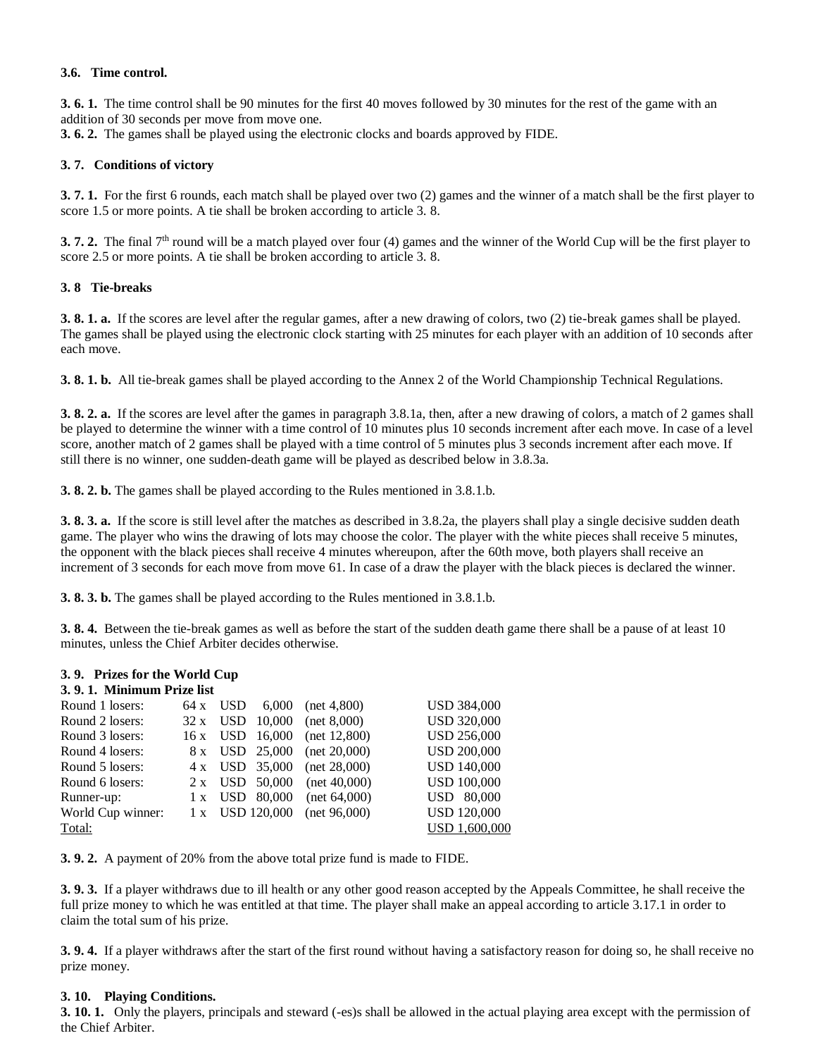**3.6. Time control.**

**3. 6. 1.** The time control shall be 90 minutes for the first 40 moves followed by 30 minutes for the rest of the game with an addition of 30 seconds per move from move one.
**3. 6. 2.** The games shall be played using the electronic clocks and boards approved by FIDE.

**3. 7. Conditions of victory**

**3. 7. 1.** For the first 6 rounds, each match shall be played over two (2) games and the winner of a match shall be the first player to score 1.5 or more points. A tie shall be broken according to article 3. 8.

**3. 7. 2.** The final 7th round will be a match played over four (4) games and the winner of the World Cup will be the first player to score 2.5 or more points. A tie shall be broken according to article 3. 8.

**3. 8 Tie-breaks**

**3. 8. 1. a.** If the scores are level after the regular games, after a new drawing of colors, two (2) tie-break games shall be played. The games shall be played using the electronic clock starting with 25 minutes for each player with an addition of 10 seconds after each move.

**3. 8. 1. b.** All tie-break games shall be played according to the Annex 2 of the World Championship Technical Regulations.

**3. 8. 2. a.** If the scores are level after the games in paragraph 3.8.1a, then, after a new drawing of colors, a match of 2 games shall be played to determine the winner with a time control of 10 minutes plus 10 seconds increment after each move. In case of a level score, another match of 2 games shall be played with a time control of 5 minutes plus 3 seconds increment after each move. If still there is no winner, one sudden-death game will be played as described below in 3.8.3a.

**3. 8. 2. b.** The games shall be played according to the Rules mentioned in 3.8.1.b.

**3. 8. 3. a.** If the score is still level after the matches as described in 3.8.2a, the players shall play a single decisive sudden death game. The player who wins the drawing of lots may choose the color. The player with the white pieces shall receive 5 minutes, the opponent with the black pieces shall receive 4 minutes whereupon, after the 60th move, both players shall receive an increment of 3 seconds for each move from move 61. In case of a draw the player with the black pieces is declared the winner.

**3. 8. 3. b.** The games shall be played according to the Rules mentioned in 3.8.1.b.

**3. 8. 4.** Between the tie-break games as well as before the start of the sudden death game there shall be a pause of at least 10 minutes, unless the Chief Arbiter decides otherwise.

**3. 9. Prizes for the World Cup**

**3. 9. 1. Minimum Prize list**

| | | | | |
|---|---|---|---|---|
| Round 1 losers: | 64 x | USD 6,000 | (net 4,800) | USD 384,000 |
| Round 2 losers: | 32 x | USD 10,000 | (net 8,000) | USD 320,000 |
| Round 3 losers: | 16 x | USD 16,000 | (net 12,800) | USD 256,000 |
| Round 4 losers: | 8 x | USD 25,000 | (net 20,000) | USD 200,000 |
| Round 5 losers: | 4 x | USD 35,000 | (net 28,000) | USD 140,000 |
| Round 6 losers: | 2 x | USD 50,000 | (net 40,000) | USD 100,000 |
| Runner-up: | 1 x | USD 80,000 | (net 64,000) | USD 80,000 |
| World Cup winner: | 1 x | USD 120,000 | (net 96,000) | USD 120,000 |
| Total: | | | | USD 1,600,000 |

**3. 9. 2.** A payment of 20% from the above total prize fund is made to FIDE.

**3. 9. 3.** If a player withdraws due to ill health or any other good reason accepted by the Appeals Committee, he shall receive the full prize money to which he was entitled at that time. The player shall make an appeal according to article 3.17.1 in order to claim the total sum of his prize.

**3. 9. 4.** If a player withdraws after the start of the first round without having a satisfactory reason for doing so, he shall receive no prize money.

**3. 10. Playing Conditions.**

**3. 10. 1.** Only the players, principals and steward (-es)s shall be allowed in the actual playing area except with the permission of the Chief Arbiter.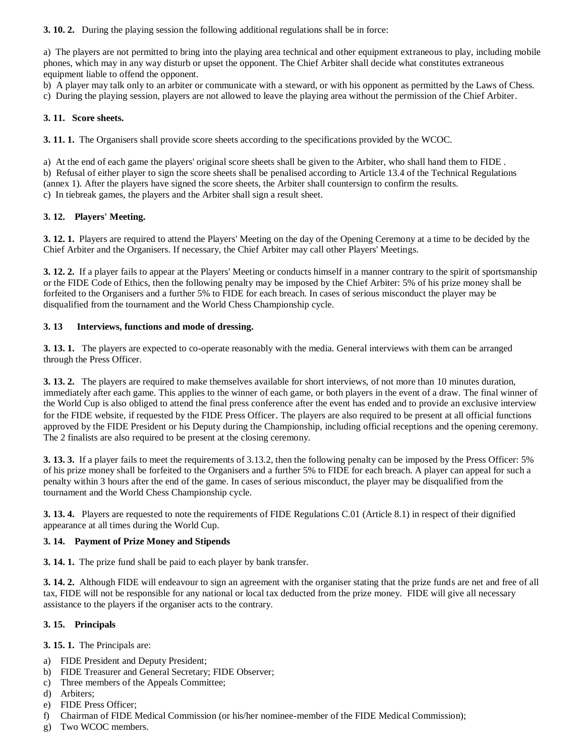**3. 10. 2.** During the playing session the following additional regulations shall be in force:

a) The players are not permitted to bring into the playing area technical and other equipment extraneous to play, including mobile phones, which may in any way disturb or upset the opponent. The Chief Arbiter shall decide what constitutes extraneous equipment liable to offend the opponent.
b) A player may talk only to an arbiter or communicate with a steward, or with his opponent as permitted by the Laws of Chess.
c) During the playing session, players are not allowed to leave the playing area without the permission of the Chief Arbiter.

### 3. 11. Score sheets.

**3. 11. 1.** The Organisers shall provide score sheets according to the specifications provided by the WCOC.

a) At the end of each game the players' original score sheets shall be given to the Arbiter, who shall hand them to FIDE .
b) Refusal of either player to sign the score sheets shall be penalised according to Article 13.4 of the Technical Regulations (annex 1). After the players have signed the score sheets, the Arbiter shall countersign to confirm the results.
c) In tiebreak games, the players and the Arbiter shall sign a result sheet.

### 3. 12. Players' Meeting.

**3. 12. 1.** Players are required to attend the Players' Meeting on the day of the Opening Ceremony at a time to be decided by the Chief Arbiter and the Organisers. If necessary, the Chief Arbiter may call other Players' Meetings.

**3. 12. 2.** If a player fails to appear at the Players' Meeting or conducts himself in a manner contrary to the spirit of sportsmanship or the FIDE Code of Ethics, then the following penalty may be imposed by the Chief Arbiter: 5% of his prize money shall be forfeited to the Organisers and a further 5% to FIDE for each breach. In cases of serious misconduct the player may be disqualified from the tournament and the World Chess Championship cycle.

### 3. 13 Interviews, functions and mode of dressing.

**3. 13. 1.** The players are expected to co-operate reasonably with the media. General interviews with them can be arranged through the Press Officer.

**3. 13. 2.** The players are required to make themselves available for short interviews, of not more than 10 minutes duration, immediately after each game. This applies to the winner of each game, or both players in the event of a draw. The final winner of the World Cup is also obliged to attend the final press conference after the event has ended and to provide an exclusive interview for the FIDE website, if requested by the FIDE Press Officer. The players are also required to be present at all official functions approved by the FIDE President or his Deputy during the Championship, including official receptions and the opening ceremony. The 2 finalists are also required to be present at the closing ceremony.

**3. 13. 3.** If a player fails to meet the requirements of 3.13.2, then the following penalty can be imposed by the Press Officer: 5% of his prize money shall be forfeited to the Organisers and a further 5% to FIDE for each breach. A player can appeal for such a penalty within 3 hours after the end of the game. In cases of serious misconduct, the player may be disqualified from the tournament and the World Chess Championship cycle.

**3. 13. 4.** Players are requested to note the requirements of FIDE Regulations C.01 (Article 8.1) in respect of their dignified appearance at all times during the World Cup.

### 3. 14. Payment of Prize Money and Stipends

**3. 14. 1.** The prize fund shall be paid to each player by bank transfer.

**3. 14. 2.** Although FIDE will endeavour to sign an agreement with the organiser stating that the prize funds are net and free of all tax, FIDE will not be responsible for any national or local tax deducted from the prize money. FIDE will give all necessary assistance to the players if the organiser acts to the contrary.

### 3. 15. Principals

**3. 15. 1.** The Principals are:

a) FIDE President and Deputy President;
b) FIDE Treasurer and General Secretary; FIDE Observer;
c) Three members of the Appeals Committee;
d) Arbiters;
e) FIDE Press Officer;
f) Chairman of FIDE Medical Commission (or his/her nominee-member of the FIDE Medical Commission);
g) Two WCOC members.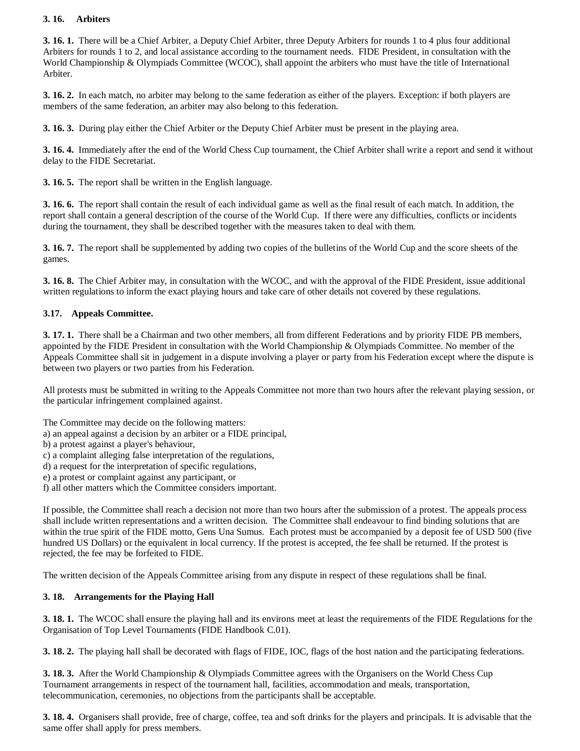**3. 16. Arbiters**

**3. 16. 1.** There will be a Chief Arbiter, a Deputy Chief Arbiter, three Deputy Arbiters for rounds 1 to 4 plus four additional Arbiters for rounds 1 to 2, and local assistance according to the tournament needs. FIDE President, in consultation with the World Championship & Olympiads Committee (WCOC), shall appoint the arbiters who must have the title of International Arbiter.

**3. 16. 2.** In each match, no arbiter may belong to the same federation as either of the players. Exception: if both players are members of the same federation, an arbiter may also belong to this federation.

**3. 16. 3.** During play either the Chief Arbiter or the Deputy Chief Arbiter must be present in the playing area.

**3. 16. 4.** Immediately after the end of the World Chess Cup tournament, the Chief Arbiter shall write a report and send it without delay to the FIDE Secretariat.

**3. 16. 5.** The report shall be written in the English language.

**3. 16. 6.** The report shall contain the result of each individual game as well as the final result of each match. In addition, the report shall contain a general description of the course of the World Cup. If there were any difficulties, conflicts or incidents during the tournament, they shall be described together with the measures taken to deal with them.

**3. 16. 7.** The report shall be supplemented by adding two copies of the bulletins of the World Cup and the score sheets of the games.

**3. 16. 8.** The Chief Arbiter may, in consultation with the WCOC, and with the approval of the FIDE President, issue additional written regulations to inform the exact playing hours and take care of other details not covered by these regulations.

**3.17. Appeals Committee.**

**3. 17. 1.** There shall be a Chairman and two other members, all from different Federations and by priority FIDE PB members, appointed by the FIDE President in consultation with the World Championship & Olympiads Committee. No member of the Appeals Committee shall sit in judgement in a dispute involving a player or party from his Federation except where the dispute is between two players or two parties from his Federation.

All protests must be submitted in writing to the Appeals Committee not more than two hours after the relevant playing session, or the particular infringement complained against.

The Committee may decide on the following matters:
a) an appeal against a decision by an arbiter or a FIDE principal,
b) a protest against a player's behaviour,
c) a complaint alleging false interpretation of the regulations,
d) a request for the interpretation of specific regulations,
e) a protest or complaint against any participant, or
f) all other matters which the Committee considers important.

If possible, the Committee shall reach a decision not more than two hours after the submission of a protest. The appeals process shall include written representations and a written decision. The Committee shall endeavour to find binding solutions that are within the true spirit of the FIDE motto, Gens Una Sumus. Each protest must be accompanied by a deposit fee of USD 500 (five hundred US Dollars) or the equivalent in local currency. If the protest is accepted, the fee shall be returned. If the protest is rejected, the fee may be forfeited to FIDE.

The written decision of the Appeals Committee arising from any dispute in respect of these regulations shall be final.

**3. 18. Arrangements for the Playing Hall**

**3. 18. 1.** The WCOC shall ensure the playing hall and its environs meet at least the requirements of the FIDE Regulations for the Organisation of Top Level Tournaments (FIDE Handbook C.01).

**3. 18. 2.** The playing hall shall be decorated with flags of FIDE, IOC, flags of the host nation and the participating federations.

**3. 18. 3.** After the World Championship & Olympiads Committee agrees with the Organisers on the World Chess Cup Tournament arrangements in respect of the tournament hall, facilities, accommodation and meals, transportation, telecommunication, ceremonies, no objections from the participants shall be acceptable.

**3. 18. 4.** Organisers shall provide, free of charge, coffee, tea and soft drinks for the players and principals. It is advisable that the same offer shall apply for press members.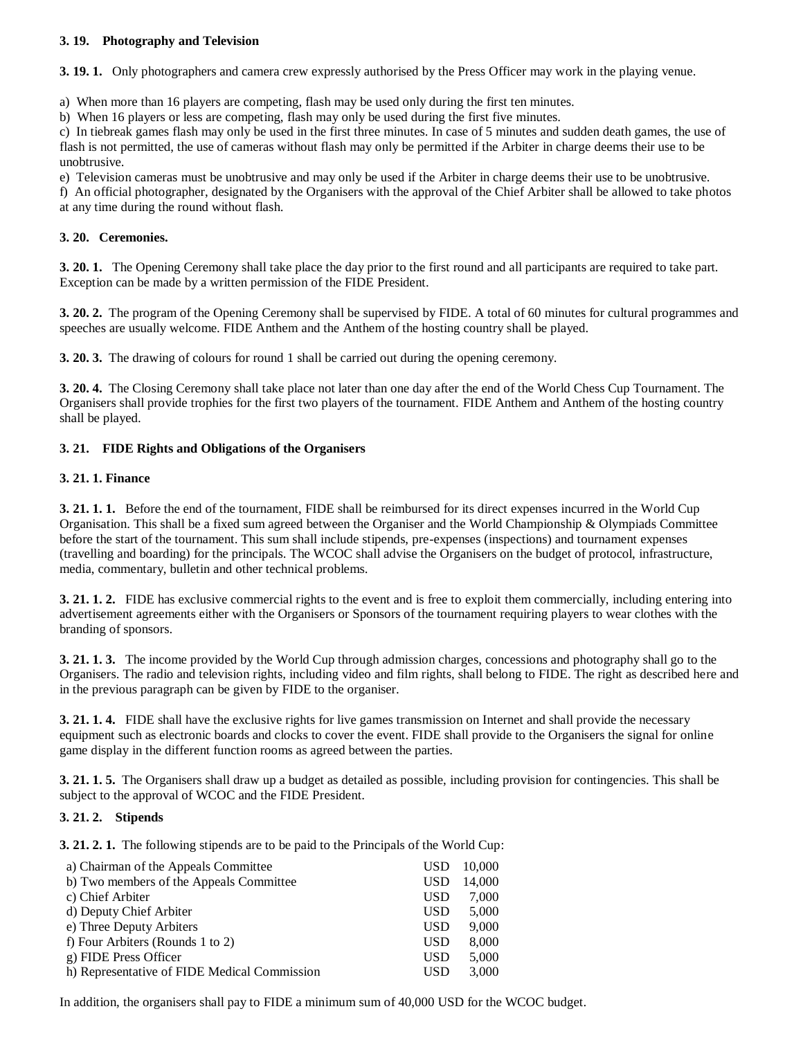### 3. 19. Photography and Television

**3. 19. 1.** Only photographers and camera crew expressly authorised by the Press Officer may work in the playing venue.

a) When more than 16 players are competing, flash may be used only during the first ten minutes.
b) When 16 players or less are competing, flash may only be used during the first five minutes.
c) In tiebreak games flash may only be used in the first three minutes. In case of 5 minutes and sudden death games, the use of flash is not permitted, the use of cameras without flash may only be permitted if the Arbiter in charge deems their use to be unobtrusive.
e) Television cameras must be unobtrusive and may only be used if the Arbiter in charge deems their use to be unobtrusive.
f) An official photographer, designated by the Organisers with the approval of the Chief Arbiter shall be allowed to take photos at any time during the round without flash.

### 3. 20. Ceremonies.

**3. 20. 1.** The Opening Ceremony shall take place the day prior to the first round and all participants are required to take part. Exception can be made by a written permission of the FIDE President.

**3. 20. 2.** The program of the Opening Ceremony shall be supervised by FIDE. A total of 60 minutes for cultural programmes and speeches are usually welcome. FIDE Anthem and the Anthem of the hosting country shall be played.

**3. 20. 3.** The drawing of colours for round 1 shall be carried out during the opening ceremony.

**3. 20. 4.** The Closing Ceremony shall take place not later than one day after the end of the World Chess Cup Tournament. The Organisers shall provide trophies for the first two players of the tournament. FIDE Anthem and Anthem of the hosting country shall be played.

### 3. 21. FIDE Rights and Obligations of the Organisers

#### 3. 21. 1. Finance

**3. 21. 1. 1.** Before the end of the tournament, FIDE shall be reimbursed for its direct expenses incurred in the World Cup Organisation. This shall be a fixed sum agreed between the Organiser and the World Championship & Olympiads Committee before the start of the tournament. This sum shall include stipends, pre-expenses (inspections) and tournament expenses (travelling and boarding) for the principals. The WCOC shall advise the Organisers on the budget of protocol, infrastructure, media, commentary, bulletin and other technical problems.

**3. 21. 1. 2.** FIDE has exclusive commercial rights to the event and is free to exploit them commercially, including entering into advertisement agreements either with the Organisers or Sponsors of the tournament requiring players to wear clothes with the branding of sponsors.

**3. 21. 1. 3.** The income provided by the World Cup through admission charges, concessions and photography shall go to the Organisers. The radio and television rights, including video and film rights, shall belong to FIDE. The right as described here and in the previous paragraph can be given by FIDE to the organiser.

**3. 21. 1. 4.** FIDE shall have the exclusive rights for live games transmission on Internet and shall provide the necessary equipment such as electronic boards and clocks to cover the event. FIDE shall provide to the Organisers the signal for online game display in the different function rooms as agreed between the parties.

**3. 21. 1. 5.** The Organisers shall draw up a budget as detailed as possible, including provision for contingencies. This shall be subject to the approval of WCOC and the FIDE President.

#### 3. 21. 2. Stipends

**3. 21. 2. 1.** The following stipends are to be paid to the Principals of the World Cup:

| | | |
|---|---|---|
| a) Chairman of the Appeals Committee | USD | 10,000 |
| b) Two members of the Appeals Committee | USD | 14,000 |
| c) Chief Arbiter | USD | 7,000 |
| d) Deputy Chief Arbiter | USD | 5,000 |
| e) Three Deputy Arbiters | USD | 9,000 |
| f) Four Arbiters (Rounds 1 to 2) | USD | 8,000 |
| g) FIDE Press Officer | USD | 5,000 |
| h) Representative of FIDE Medical Commission | USD | 3,000 |

In addition, the organisers shall pay to FIDE a minimum sum of 40,000 USD for the WCOC budget.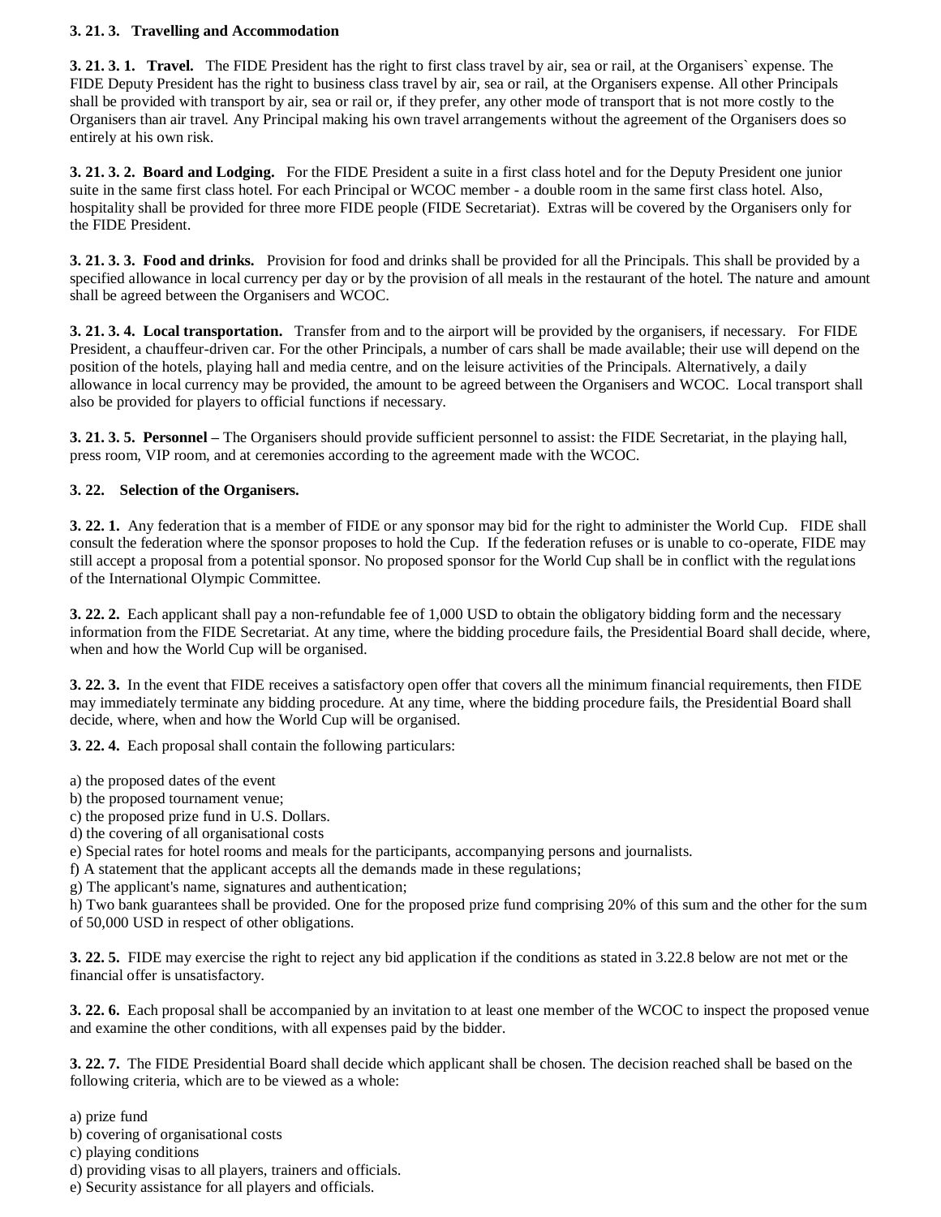**3. 21. 3. Travelling and Accommodation**

**3. 21. 3. 1. Travel.** The FIDE President has the right to first class travel by air, sea or rail, at the Organisers` expense. The FIDE Deputy President has the right to business class travel by air, sea or rail, at the Organisers expense. All other Principals shall be provided with transport by air, sea or rail or, if they prefer, any other mode of transport that is not more costly to the Organisers than air travel. Any Principal making his own travel arrangements without the agreement of the Organisers does so entirely at his own risk.

**3. 21. 3. 2. Board and Lodging.** For the FIDE President a suite in a first class hotel and for the Deputy President one junior suite in the same first class hotel. For each Principal or WCOC member - a double room in the same first class hotel. Also, hospitality shall be provided for three more FIDE people (FIDE Secretariat). Extras will be covered by the Organisers only for the FIDE President.

**3. 21. 3. 3. Food and drinks.** Provision for food and drinks shall be provided for all the Principals. This shall be provided by a specified allowance in local currency per day or by the provision of all meals in the restaurant of the hotel. The nature and amount shall be agreed between the Organisers and WCOC.

**3. 21. 3. 4. Local transportation.** Transfer from and to the airport will be provided by the organisers, if necessary. For FIDE President, a chauffeur-driven car. For the other Principals, a number of cars shall be made available; their use will depend on the position of the hotels, playing hall and media centre, and on the leisure activities of the Principals. Alternatively, a daily allowance in local currency may be provided, the amount to be agreed between the Organisers and WCOC. Local transport shall also be provided for players to official functions if necessary.

**3. 21. 3. 5. Personnel –** The Organisers should provide sufficient personnel to assist: the FIDE Secretariat, in the playing hall, press room, VIP room, and at ceremonies according to the agreement made with the WCOC.

**3. 22. Selection of the Organisers.**

**3. 22. 1.** Any federation that is a member of FIDE or any sponsor may bid for the right to administer the World Cup. FIDE shall consult the federation where the sponsor proposes to hold the Cup. If the federation refuses or is unable to co-operate, FIDE may still accept a proposal from a potential sponsor. No proposed sponsor for the World Cup shall be in conflict with the regulations of the International Olympic Committee.

**3. 22. 2.** Each applicant shall pay a non-refundable fee of 1,000 USD to obtain the obligatory bidding form and the necessary information from the FIDE Secretariat. At any time, where the bidding procedure fails, the Presidential Board shall decide, where, when and how the World Cup will be organised.

**3. 22. 3.** In the event that FIDE receives a satisfactory open offer that covers all the minimum financial requirements, then FIDE may immediately terminate any bidding procedure. At any time, where the bidding procedure fails, the Presidential Board shall decide, where, when and how the World Cup will be organised.

**3. 22. 4.** Each proposal shall contain the following particulars:

a) the proposed dates of the event
b) the proposed tournament venue;
c) the proposed prize fund in U.S. Dollars.
d) the covering of all organisational costs
e) Special rates for hotel rooms and meals for the participants, accompanying persons and journalists.
f) A statement that the applicant accepts all the demands made in these regulations;
g) The applicant's name, signatures and authentication;
h) Two bank guarantees shall be provided. One for the proposed prize fund comprising 20% of this sum and the other for the sum of 50,000 USD in respect of other obligations.

**3. 22. 5.** FIDE may exercise the right to reject any bid application if the conditions as stated in 3.22.8 below are not met or the financial offer is unsatisfactory.

**3. 22. 6.** Each proposal shall be accompanied by an invitation to at least one member of the WCOC to inspect the proposed venue and examine the other conditions, with all expenses paid by the bidder.

**3. 22. 7.** The FIDE Presidential Board shall decide which applicant shall be chosen. The decision reached shall be based on the following criteria, which are to be viewed as a whole:

a) prize fund
b) covering of organisational costs
c) playing conditions
d) providing visas to all players, trainers and officials.
e) Security assistance for all players and officials.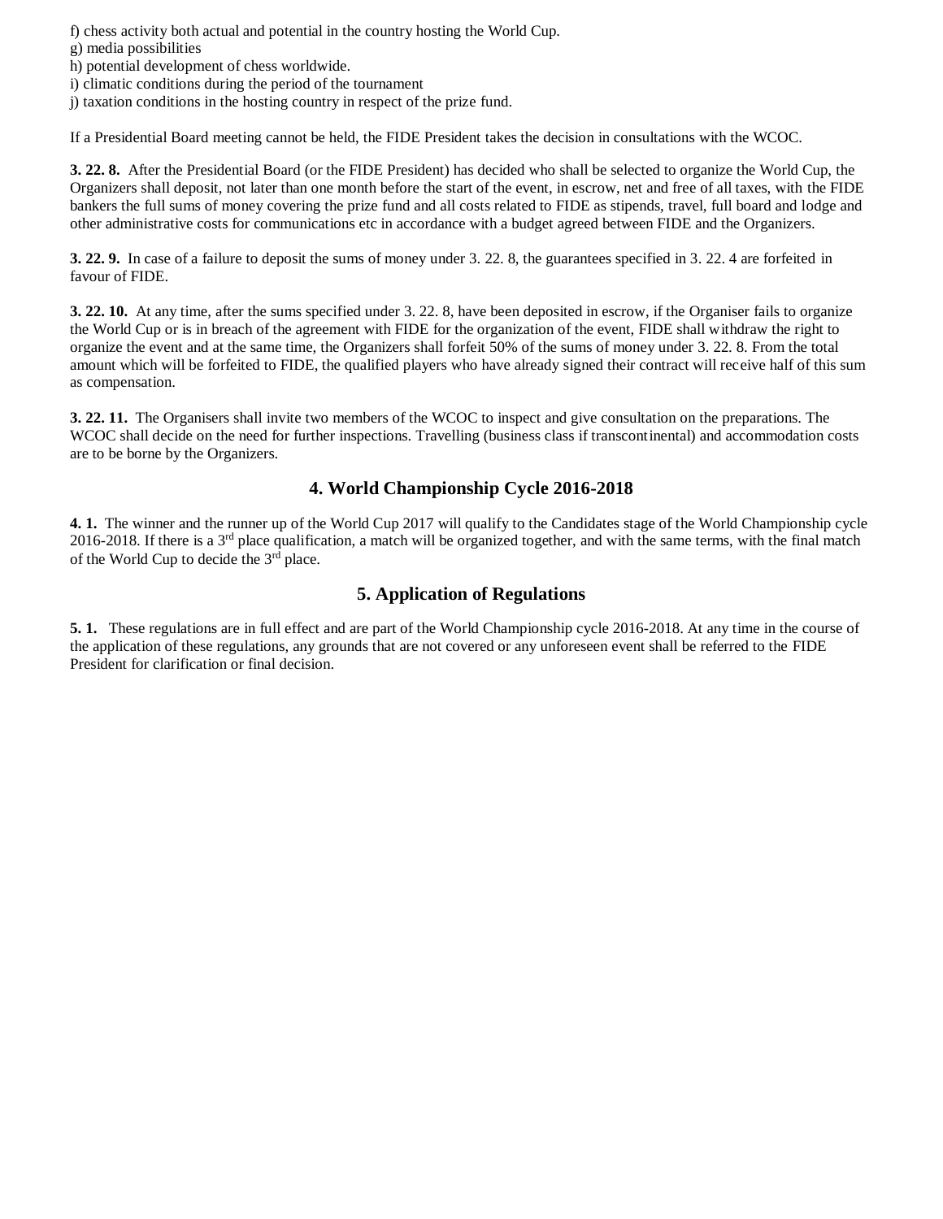f) chess activity both actual and potential in the country hosting the World Cup.
g) media possibilities
h) potential development of chess worldwide.
i) climatic conditions during the period of the tournament
j) taxation conditions in the hosting country in respect of the prize fund.

If a Presidential Board meeting cannot be held, the FIDE President takes the decision in consultations with the WCOC.

**3. 22. 8.** After the Presidential Board (or the FIDE President) has decided who shall be selected to organize the World Cup, the Organizers shall deposit, not later than one month before the start of the event, in escrow, net and free of all taxes, with the FIDE bankers the full sums of money covering the prize fund and all costs related to FIDE as stipends, travel, full board and lodge and other administrative costs for communications etc in accordance with a budget agreed between FIDE and the Organizers.

**3. 22. 9.** In case of a failure to deposit the sums of money under 3. 22. 8, the guarantees specified in 3. 22. 4 are forfeited in favour of FIDE.

**3. 22. 10.** At any time, after the sums specified under 3. 22. 8, have been deposited in escrow, if the Organiser fails to organize the World Cup or is in breach of the agreement with FIDE for the organization of the event, FIDE shall withdraw the right to organize the event and at the same time, the Organizers shall forfeit 50% of the sums of money under 3. 22. 8. From the total amount which will be forfeited to FIDE, the qualified players who have already signed their contract will receive half of this sum as compensation.

**3. 22. 11.** The Organisers shall invite two members of the WCOC to inspect and give consultation on the preparations. The WCOC shall decide on the need for further inspections. Travelling (business class if transcontinental) and accommodation costs are to be borne by the Organizers.

## 4. World Championship Cycle 2016-2018

**4. 1.** The winner and the runner up of the World Cup 2017 will qualify to the Candidates stage of the World Championship cycle 2016-2018. If there is a 3rd place qualification, a match will be organized together, and with the same terms, with the final match of the World Cup to decide the 3rd place.

## 5. Application of Regulations

**5. 1.** These regulations are in full effect and are part of the World Championship cycle 2016-2018. At any time in the course of the application of these regulations, any grounds that are not covered or any unforeseen event shall be referred to the FIDE President for clarification or final decision.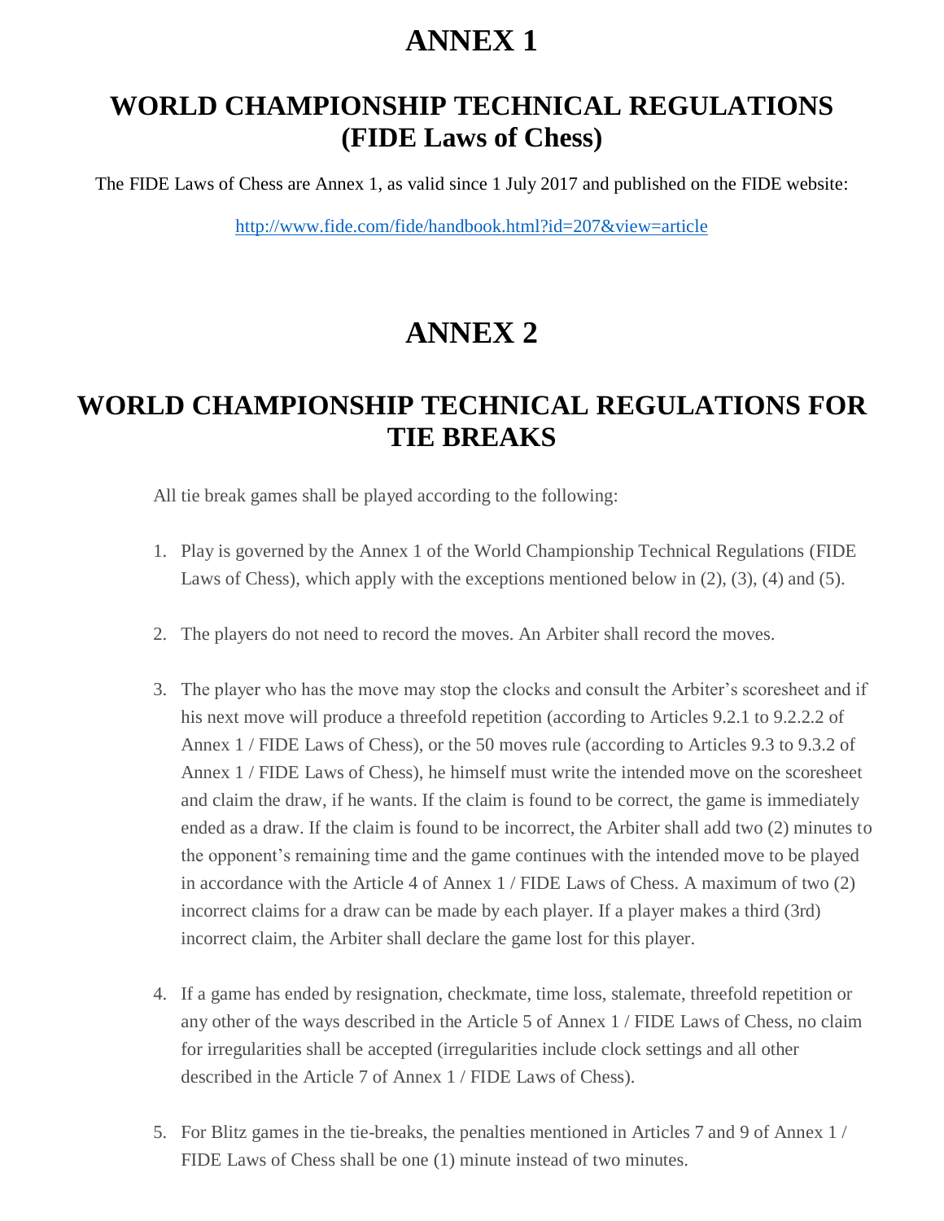# ANNEX 1

## WORLD CHAMPIONSHIP TECHNICAL REGULATIONS (FIDE Laws of Chess)

The FIDE Laws of Chess are Annex 1, as valid since 1 July 2017 and published on the FIDE website:

http://www.fide.com/fide/handbook.html?id=207&view=article

# ANNEX 2

## WORLD CHAMPIONSHIP TECHNICAL REGULATIONS FOR TIE BREAKS

All tie break games shall be played according to the following:

1. Play is governed by the Annex 1 of the World Championship Technical Regulations (FIDE Laws of Chess), which apply with the exceptions mentioned below in (2), (3), (4) and (5).

2. The players do not need to record the moves. An Arbiter shall record the moves.

3. The player who has the move may stop the clocks and consult the Arbiter's scoresheet and if his next move will produce a threefold repetition (according to Articles 9.2.1 to 9.2.2.2 of Annex 1 / FIDE Laws of Chess), or the 50 moves rule (according to Articles 9.3 to 9.3.2 of Annex 1 / FIDE Laws of Chess), he himself must write the intended move on the scoresheet and claim the draw, if he wants. If the claim is found to be correct, the game is immediately ended as a draw. If the claim is found to be incorrect, the Arbiter shall add two (2) minutes to the opponent's remaining time and the game continues with the intended move to be played in accordance with the Article 4 of Annex 1 / FIDE Laws of Chess. A maximum of two (2) incorrect claims for a draw can be made by each player. If a player makes a third (3rd) incorrect claim, the Arbiter shall declare the game lost for this player.

4. If a game has ended by resignation, checkmate, time loss, stalemate, threefold repetition or any other of the ways described in the Article 5 of Annex 1 / FIDE Laws of Chess, no claim for irregularities shall be accepted (irregularities include clock settings and all other described in the Article 7 of Annex 1 / FIDE Laws of Chess).

5. For Blitz games in the tie-breaks, the penalties mentioned in Articles 7 and 9 of Annex 1 / FIDE Laws of Chess shall be one (1) minute instead of two minutes.